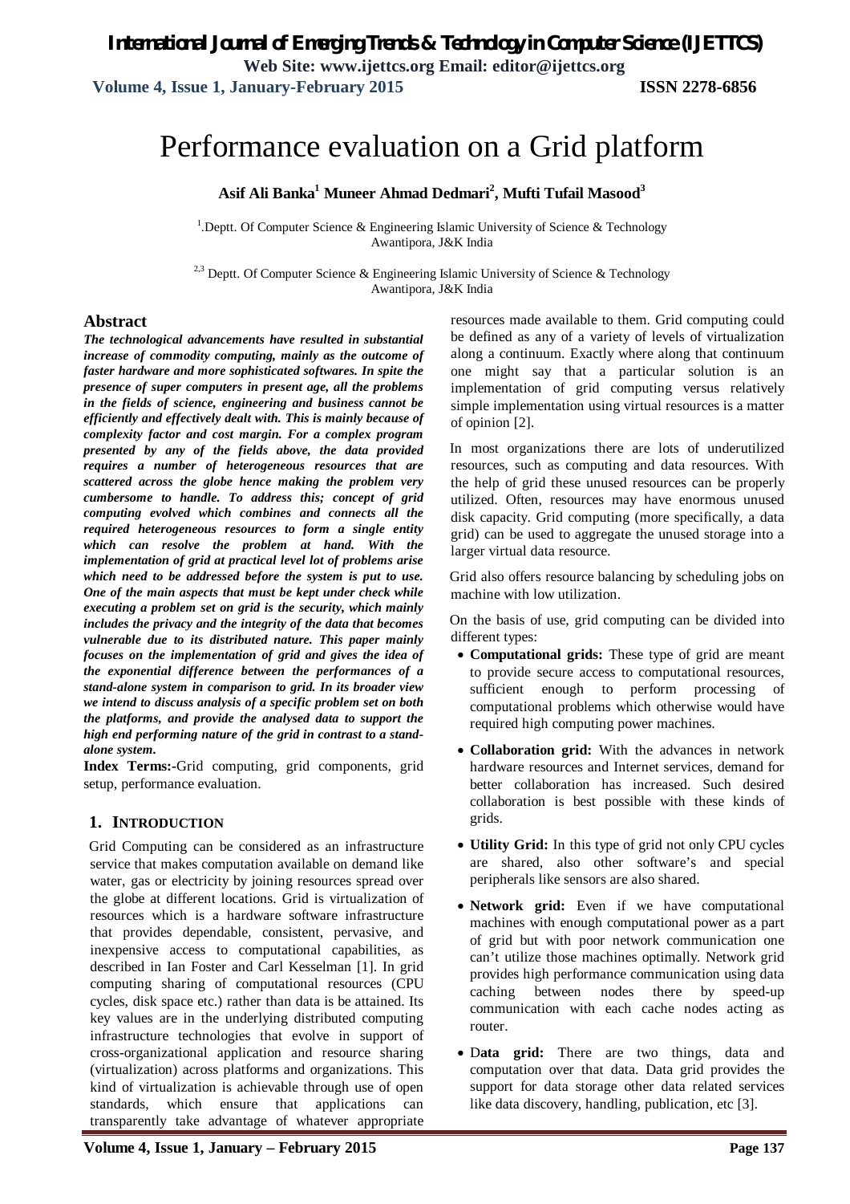# Performance evaluation on a Grid platform

**Asif Ali Banka[1] Muneer Ahmad Dedmari[2], Mufti Tufail Masood[3]**

[1].Deptt. Of Computer Science & Engineering Islamic University of Science & Technology Awantipora, J&K India

[2,3] Deptt. Of Computer Science & Engineering Islamic University of Science & Technology Awantipora, J&K India

## Abstract

***The technological advancements have resulted in substantial increase of commodity computing, mainly as the outcome of faster hardware and more sophisticated softwares. In spite the presence of super computers in present age, all the problems in the fields of science, engineering and business cannot be efficiently and effectively dealt with. This is mainly because of complexity factor and cost margin. For a complex program presented by any of the fields above, the data provided requires a number of heterogeneous resources that are scattered across the globe hence making the problem very cumbersome to handle. To address this; concept of grid computing evolved which combines and connects all the required heterogeneous resources to form a single entity which can resolve the problem at hand. With the implementation of grid at practical level lot of problems arise which need to be addressed before the system is put to use. One of the main aspects that must be kept under check while executing a problem set on grid is the security, which mainly includes the privacy and the integrity of the data that becomes vulnerable due to its distributed nature. This paper mainly focuses on the implementation of grid and gives the idea of the exponential difference between the performances of a stand-alone system in comparison to grid. In its broader view we intend to discuss analysis of a specific problem set on both the platforms, and provide the analysed data to support the high end performing nature of the grid in contrast to a stand-alone system.***

**Index Terms:-**Grid computing, grid components, grid setup, performance evaluation.

## 1. INTRODUCTION

Grid Computing can be considered as an infrastructure service that makes computation available on demand like water, gas or electricity by joining resources spread over the globe at different locations. Grid is virtualization of resources which is a hardware software infrastructure that provides dependable, consistent, pervasive, and inexpensive access to computational capabilities, as described in Ian Foster and Carl Kesselman [1]. In grid computing sharing of computational resources (CPU cycles, disk space etc.) rather than data is be attained. Its key values are in the underlying distributed computing infrastructure technologies that evolve in support of cross-organizational application and resource sharing (virtualization) across platforms and organizations. This kind of virtualization is achievable through use of open standards, which ensure that applications can transparently take advantage of whatever appropriate resources made available to them. Grid computing could be defined as any of a variety of levels of virtualization along a continuum. Exactly where along that continuum one might say that a particular solution is an implementation of grid computing versus relatively simple implementation using virtual resources is a matter of opinion [2].

In most organizations there are lots of underutilized resources, such as computing and data resources. With the help of grid these unused resources can be properly utilized. Often, resources may have enormous unused disk capacity. Grid computing (more specifically, a data grid) can be used to aggregate the unused storage into a larger virtual data resource.

Grid also offers resource balancing by scheduling jobs on machine with low utilization.

On the basis of use, grid computing can be divided into different types:

- **Computational grids:** These type of grid are meant to provide secure access to computational resources, sufficient enough to perform processing of computational problems which otherwise would have required high computing power machines.
- **Collaboration grid:** With the advances in network hardware resources and Internet services, demand for better collaboration has increased. Such desired collaboration is best possible with these kinds of grids.
- **Utility Grid:** In this type of grid not only CPU cycles are shared, also other software's and special peripherals like sensors are also shared.
- **Network grid:** Even if we have computational machines with enough computational power as a part of grid but with poor network communication one can't utilize those machines optimally. Network grid provides high performance communication using data caching between nodes there by speed-up communication with each cache nodes acting as router.
- **Data grid:** There are two things, data and computation over that data. Data grid provides the support for data storage other data related services like data discovery, handling, publication, etc [3].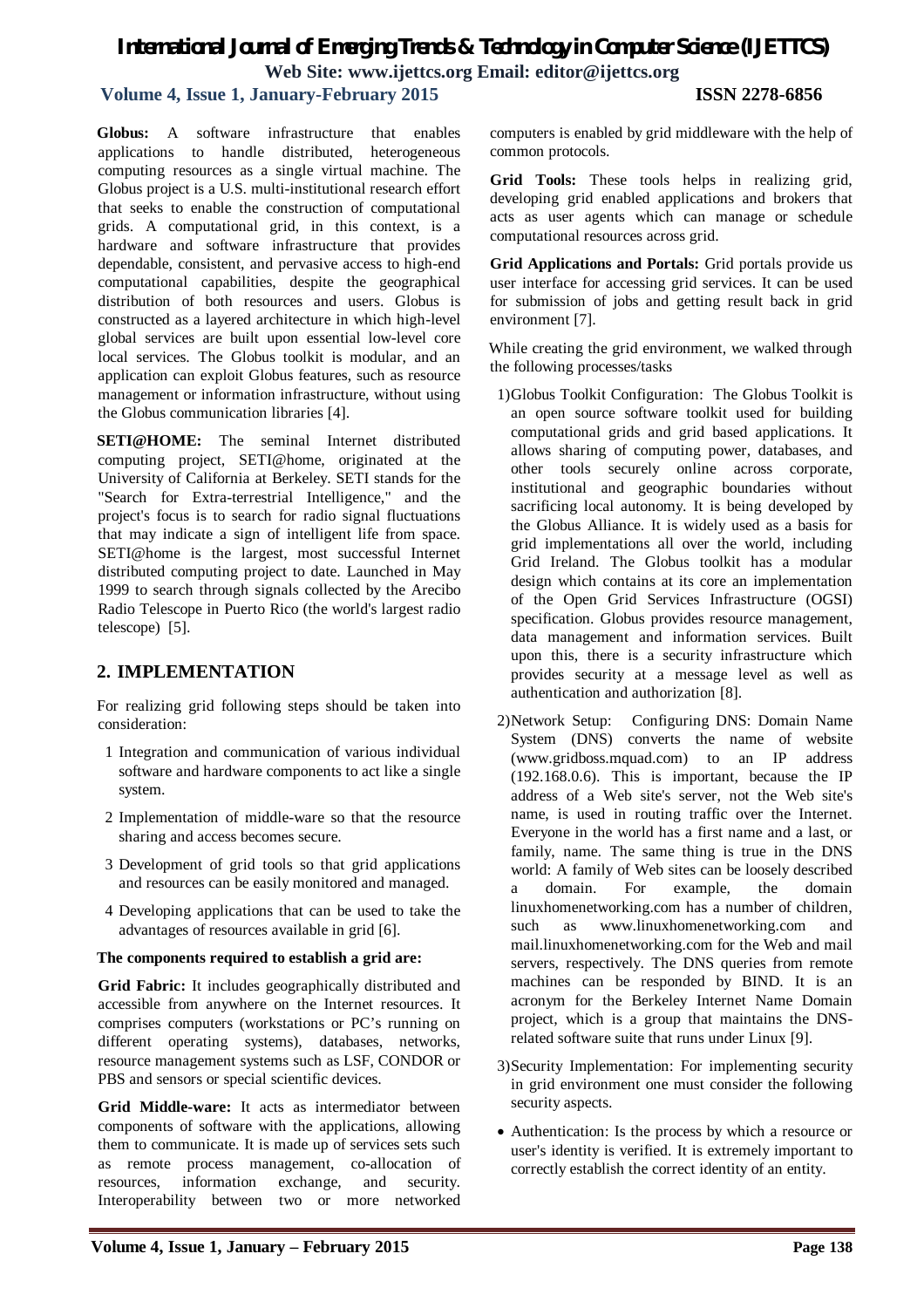**Globus:** A software infrastructure that enables applications to handle distributed, heterogeneous computing resources as a single virtual machine. The Globus project is a U.S. multi-institutional research effort that seeks to enable the construction of computational grids. A computational grid, in this context, is a hardware and software infrastructure that provides dependable, consistent, and pervasive access to high-end computational capabilities, despite the geographical distribution of both resources and users. Globus is constructed as a layered architecture in which high-level global services are built upon essential low-level core local services. The Globus toolkit is modular, and an application can exploit Globus features, such as resource management or information infrastructure, without using the Globus communication libraries [4].

**SETI@HOME:** The seminal Internet distributed computing project, SETI@home, originated at the University of California at Berkeley. SETI stands for the "Search for Extra-terrestrial Intelligence," and the project's focus is to search for radio signal fluctuations that may indicate a sign of intelligent life from space. SETI@home is the largest, most successful Internet distributed computing project to date. Launched in May 1999 to search through signals collected by the Arecibo Radio Telescope in Puerto Rico (the world's largest radio telescope) [5].

## 2. IMPLEMENTATION

For realizing grid following steps should be taken into consideration:

1. Integration and communication of various individual software and hardware components to act like a single system.
2. Implementation of middle-ware so that the resource sharing and access becomes secure.
3. Development of grid tools so that grid applications and resources can be easily monitored and managed.
4. Developing applications that can be used to take the advantages of resources available in grid [6].

**The components required to establish a grid are:**

**Grid Fabric:** It includes geographically distributed and accessible from anywhere on the Internet resources. It comprises computers (workstations or PC's running on different operating systems), databases, networks, resource management systems such as LSF, CONDOR or PBS and sensors or special scientific devices.

**Grid Middle-ware:** It acts as intermediator between components of software with the applications, allowing them to communicate. It is made up of services sets such as remote process management, co-allocation of resources, information exchange, and security. Interoperability between two or more networked computers is enabled by grid middleware with the help of common protocols.

**Grid Tools:** These tools helps in realizing grid, developing grid enabled applications and brokers that acts as user agents which can manage or schedule computational resources across grid.

**Grid Applications and Portals:** Grid portals provide us user interface for accessing grid services. It can be used for submission of jobs and getting result back in grid environment [7].

While creating the grid environment, we walked through the following processes/tasks

1) Globus Toolkit Configuration: The Globus Toolkit is an open source software toolkit used for building computational grids and grid based applications. It allows sharing of computing power, databases, and other tools securely online across corporate, institutional and geographic boundaries without sacrificing local autonomy. It is being developed by the Globus Alliance. It is widely used as a basis for grid implementations all over the world, including Grid Ireland. The Globus toolkit has a modular design which contains at its core an implementation of the Open Grid Services Infrastructure (OGSI) specification. Globus provides resource management, data management and information services. Built upon this, there is a security infrastructure which provides security at a message level as well as authentication and authorization [8].

2) Network Setup: Configuring DNS: Domain Name System (DNS) converts the name of website (www.gridboss.mquad.com) to an IP address (192.168.0.6). This is important, because the IP address of a Web site's server, not the Web site's name, is used in routing traffic over the Internet. Everyone in the world has a first name and a last, or family, name. The same thing is true in the DNS world: A family of Web sites can be loosely described a domain. For example, the domain linuxhomenetworking.com has a number of children, such as www.linuxhomenetworking.com and mail.linuxhomenetworking.com for the Web and mail servers, respectively. The DNS queries from remote machines can be responded by BIND. It is an acronym for the Berkeley Internet Name Domain project, which is a group that maintains the DNS-related software suite that runs under Linux [9].

3) Security Implementation: For implementing security in grid environment one must consider the following security aspects.

- Authentication: Is the process by which a resource or user's identity is verified. It is extremely important to correctly establish the correct identity of an entity.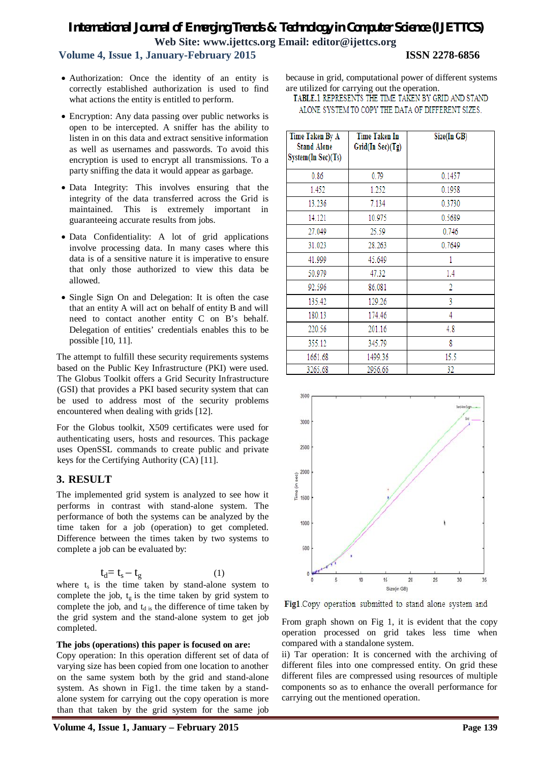- Authorization: Once the identity of an entity is correctly established authorization is used to find what actions the entity is entitled to perform.
- Encryption: Any data passing over public networks is open to be intercepted. A sniffer has the ability to listen in on this data and extract sensitive information as well as usernames and passwords. To avoid this encryption is used to encrypt all transmissions. To a party sniffing the data it would appear as garbage.
- Data Integrity: This involves ensuring that the integrity of the data transferred across the Grid is maintained. This is extremely important in guaranteeing accurate results from jobs.
- Data Confidentiality: A lot of grid applications involve processing data. In many cases where this data is of a sensitive nature it is imperative to ensure that only those authorized to view this data be allowed.
- Single Sign On and Delegation: It is often the case that an entity A will act on behalf of entity B and will need to contact another entity C on B's behalf. Delegation of entities' credentials enables this to be possible [10, 11].

The attempt to fulfill these security requirements systems based on the Public Key Infrastructure (PKI) were used. The Globus Toolkit offers a Grid Security Infrastructure (GSI) that provides a PKI based security system that can be used to address most of the security problems encountered when dealing with grids [12].

For the Globus toolkit, X509 certificates were used for authenticating users, hosts and resources. This package uses OpenSSL commands to create public and private keys for the Certifying Authority (CA) [11].

## 3. RESULT

The implemented grid system is analyzed to see how it performs in contrast with stand-alone system. The performance of both the systems can be analyzed by the time taken for a job (operation) to get completed. Difference between the times taken by two systems to complete a job can be evaluated by:

$$t_d = t_s - t_g \qquad (1)$$

where $t_s$ is the time taken by stand-alone system to complete the job, $t_g$ is the time taken by grid system to complete the job, and $t_d$ is the difference of time taken by the grid system and the stand-alone system to get job completed.

**The jobs (operations) this paper is focused on are:**

Copy operation: In this operation different set of data of varying size has been copied from one location to another on the same system both by the grid and stand-alone system. As shown in Fig1. the time taken by a stand-alone system for carrying out the copy operation is more than that taken by the grid system for the same job because in grid, computational power of different systems are utilized for carrying out the operation.

TABLE.1 REPRESENTS THE TIME TAKEN BY GRID AND STAND ALONE SYSTEM TO COPY THE DATA OF DIFFERENT SIZES.

| Time Taken By A Stand Alone System(In Sec)(Ts) | Time Taken In Grid(In Sec)(Tg) | Size(In GB) |
|---|---|---|
| 0.86 | 0.79 | 0.1457 |
| 1.452 | 1.252 | 0.1958 |
| 13.236 | 7.134 | 0.3730 |
| 14.121 | 10.975 | 0.5689 |
| 27.049 | 25.59 | 0.746 |
| 31.023 | 28.263 | 0.7649 |
| 41.999 | 45.649 | 1 |
| 50.979 | 47.32 | 1.4 |
| 92.596 | 86.081 | 2 |
| 135.42 | 129.26 | 3 |
| 180.13 | 174.46 | 4 |
| 220.56 | 201.16 | 4.8 |
| 355.12 | 345.79 | 8 |
| 1661.68 | 1499.36 | 15.5 |
| 3265.68 | 2956.66 | 32 |

**Fig1**.Copy operation submitted to stand alone system and

From graph shown on Fig 1, it is evident that the copy operation processed on grid takes less time when compared with a standalone system.

ii) Tar operation: It is concerned with the archiving of different files into one compressed entity. On grid these different files are compressed using resources of multiple components so as to enhance the overall performance for carrying out the mentioned operation.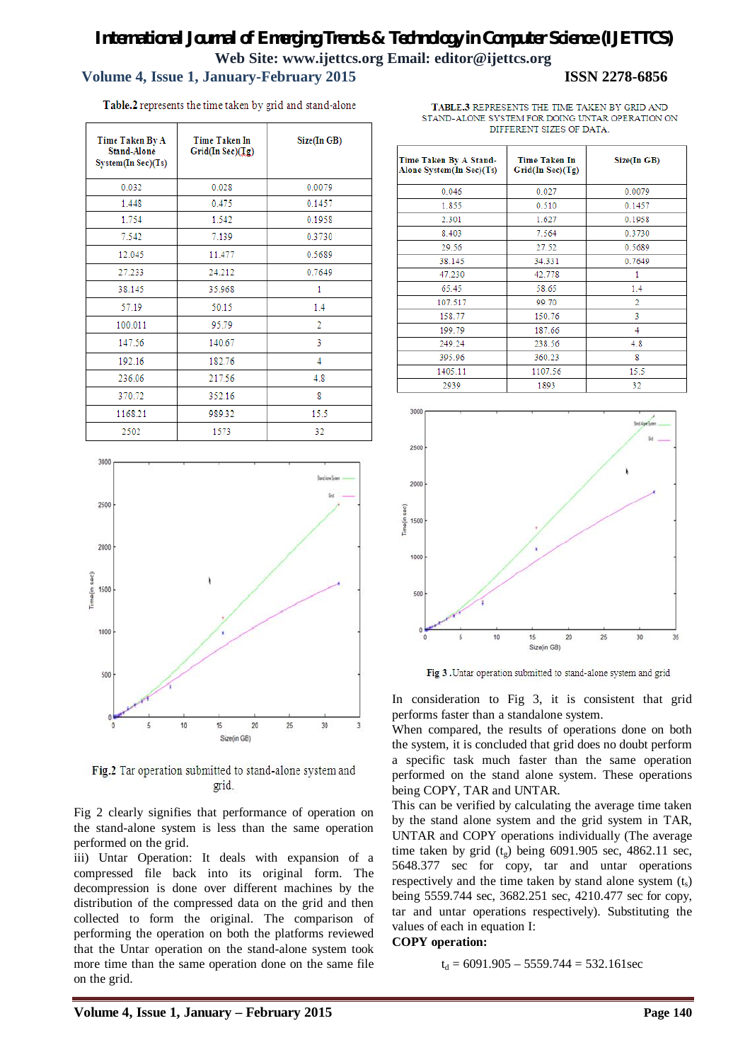**Table.2** represents the time taken by grid and stand-alone

| Time Taken By A Stand-Alone System(In Sec)(Ts) | Time Taken In Grid(In Sec)(Tg) | Size(In GB) |
|---|---|---|
| 0.032 | 0.028 | 0.0079 |
| 1.448 | 0.475 | 0.1457 |
| 1.754 | 1.542 | 0.1958 |
| 7.542 | 7.139 | 0.3730 |
| 12.045 | 11.477 | 0.5689 |
| 27.233 | 24.212 | 0.7649 |
| 38.145 | 35.968 | 1 |
| 57.19 | 50.15 | 1.4 |
| 100.011 | 95.79 | 2 |
| 147.56 | 140.67 | 3 |
| 192.16 | 182.76 | 4 |
| 236.06 | 217.56 | 4.8 |
| 370.72 | 352.16 | 8 |
| 1168.21 | 989.32 | 15.5 |
| 2502 | 1573 | 32 |

**Fig.2** Tar operation submitted to stand-alone system and grid.

Fig 2 clearly signifies that performance of operation on the stand-alone system is less than the same operation performed on the grid.

iii) Untar Operation: It deals with expansion of a compressed file back into its original form. The decompression is done over different machines by the distribution of the compressed data on the grid and then collected to form the original. The comparison of performing the operation on both the platforms reviewed that the Untar operation on the stand-alone system took more time than the same operation done on the same file on the grid.

**TABLE.3** REPRESENTS THE TIME TAKEN BY GRID AND STAND-ALONE SYSTEM FOR DOING UNTAR OPERATION ON DIFFERENT SIZES OF DATA.

| Time Taken By A Stand-Alone System(In Sec)(Ts) | Time Taken In Grid(In Sec)(Tg) | Size(In GB) |
|---|---|---|
| 0.046 | 0.027 | 0.0079 |
| 1.855 | 0.510 | 0.1457 |
| 2.301 | 1.627 | 0.1958 |
| 8.403 | 7.564 | 0.3730 |
| 29.56 | 27.52 | 0.5689 |
| 38.145 | 34.331 | 0.7649 |
| 47.230 | 42.778 | 1 |
| 65.45 | 58.65 | 1.4 |
| 107.517 | 99.70 | 2 |
| 158.77 | 150.76 | 3 |
| 199.79 | 187.66 | 4 |
| 249.24 | 238.56 | 4.8 |
| 395.96 | 360.23 | 8 |
| 1405.11 | 1107.56 | 15.5 |
| 2939 | 1893 | 32 |

**Fig 3** .Untar operation submitted to stand-alone system and grid

In consideration to Fig 3, it is consistent that grid performs faster than a standalone system.

When compared, the results of operations done on both the system, it is concluded that grid does no doubt perform a specific task much faster than the same operation performed on the stand alone system. These operations being COPY, TAR and UNTAR.

This can be verified by calculating the average time taken by the stand alone system and the grid system in TAR, UNTAR and COPY operations individually (The average time taken by grid ($t_g$) being 6091.905 sec, 4862.11 sec, 5648.377 sec for copy, tar and untar operations respectively and the time taken by stand alone system ($t_s$) being 5559.744 sec, 3682.251 sec, 4210.477 sec for copy, tar and untar operations respectively). Substituting the values of each in equation I:

**COPY operation:**

$$t_d = 6091.905 - 5559.744 = 532.161\text{sec}$$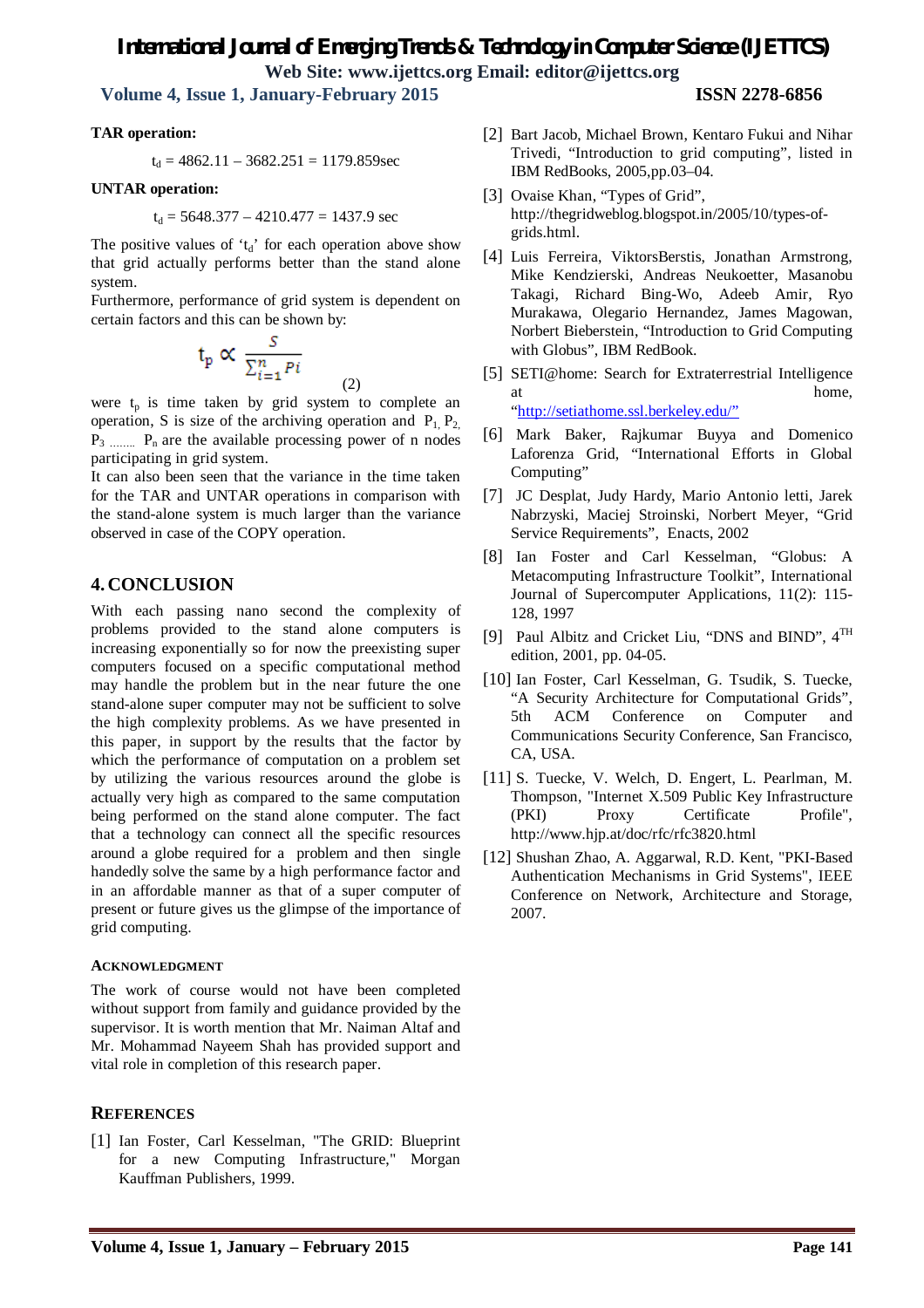**TAR operation:**

$$t_d = 4862.11 - 3682.251 = 1179.859\text{sec}$$

**UNTAR operation:**

$$t_d = 5648.377 - 4210.477 = 1437.9 \text{ sec}$$

The positive values of '$t_d$' for each operation above show that grid actually performs better than the stand alone system.

Furthermore, performance of grid system is dependent on certain factors and this can be shown by:

$$t_p \propto \frac{S}{\sum_{i=1}^{n} Pi} \quad (2)$$

were $t_p$ is time taken by grid system to complete an operation, S is size of the archiving operation and $P_1, P_2, P_3 \ldots\ldots P_n$ are the available processing power of n nodes participating in grid system.

It can also been seen that the variance in the time taken for the TAR and UNTAR operations in comparison with the stand-alone system is much larger than the variance observed in case of the COPY operation.

## 4. CONCLUSION

With each passing nano second the complexity of problems provided to the stand alone computers is increasing exponentially so for now the preexisting super computers focused on a specific computational method may handle the problem but in the near future the one stand-alone super computer may not be sufficient to solve the high complexity problems. As we have presented in this paper, in support by the results that the factor by which the performance of computation on a problem set by utilizing the various resources around the globe is actually very high as compared to the same computation being performed on the stand alone computer. The fact that a technology can connect all the specific resources around a globe required for a problem and then single handedly solve the same by a high performance factor and in an affordable manner as that of a super computer of present or future gives us the glimpse of the importance of grid computing.

### ACKNOWLEDGMENT

The work of course would not have been completed without support from family and guidance provided by the supervisor. It is worth mention that Mr. Naiman Altaf and Mr. Mohammad Nayeem Shah has provided support and vital role in completion of this research paper.

## REFERENCES

[1] Ian Foster, Carl Kesselman, "The GRID: Blueprint for a new Computing Infrastructure," Morgan Kauffman Publishers, 1999.

[2] Bart Jacob, Michael Brown, Kentaro Fukui and Nihar Trivedi, "Introduction to grid computing", listed in IBM RedBooks, 2005,pp.03–04.

[3] Ovaise Khan, "Types of Grid", http://thegridweblog.blogspot.in/2005/10/types-of-grids.html.

[4] Luis Ferreira, ViktorsBerstis, Jonathan Armstrong, Mike Kendzierski, Andreas Neukoetter, Masanobu Takagi, Richard Bing-Wo, Adeeb Amir, Ryo Murakawa, Olegario Hernandez, James Magowan, Norbert Bieberstein, "Introduction to Grid Computing with Globus", IBM RedBook.

[5] SETI@home: Search for Extraterrestrial Intelligence at home, "http://setiathome.ssl.berkeley.edu/"

[6] Mark Baker, Rajkumar Buyya and Domenico Laforenza Grid, "International Efforts in Global Computing"

[7] JC Desplat, Judy Hardy, Mario Antonio letti, Jarek Nabrzyski, Maciej Stroinski, Norbert Meyer, "Grid Service Requirements", Enacts, 2002

[8] Ian Foster and Carl Kesselman, "Globus: A Metacomputing Infrastructure Toolkit", International Journal of Supercomputer Applications, 11(2): 115-128, 1997

[9] Paul Albitz and Cricket Liu, "DNS and BIND", 4TH edition, 2001, pp. 04-05.

[10] Ian Foster, Carl Kesselman, G. Tsudik, S. Tuecke, "A Security Architecture for Computational Grids", 5th ACM Conference on Computer and Communications Security Conference, San Francisco, CA, USA.

[11] S. Tuecke, V. Welch, D. Engert, L. Pearlman, M. Thompson, "Internet X.509 Public Key Infrastructure (PKI) Proxy Certificate Profile", http://www.hjp.at/doc/rfc/rfc3820.html

[12] Shushan Zhao, A. Aggarwal, R.D. Kent, "PKI-Based Authentication Mechanisms in Grid Systems", IEEE Conference on Network, Architecture and Storage, 2007.